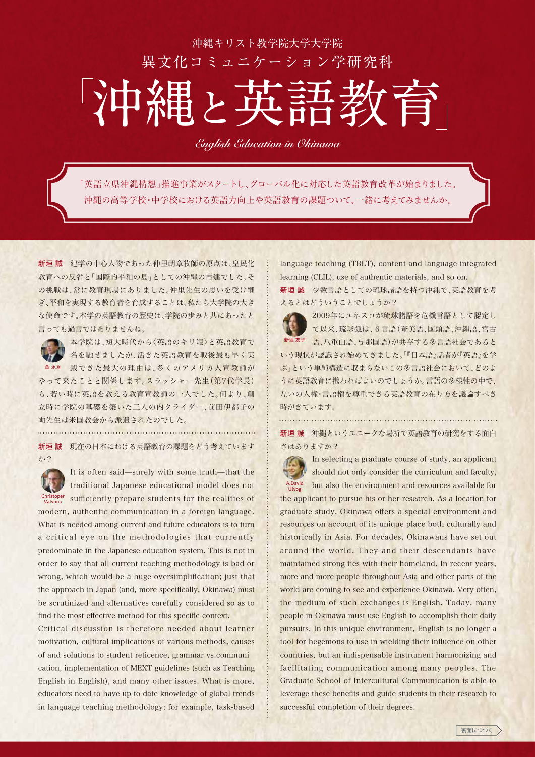沖縄キリスト教学院大学大学院
異文化コミュニケーション学研究科

# 「沖縄と英語教育」

*English Education in Okinawa*

「英語立県沖縄構想」推進事業がスタートし、グローバル化に対応した英語教育改革が始まりました。
沖縄の高等学校・中学校における英語力向上や英語教育の課題ついて、一緒に考えてみませんか。

**新垣 誠**　建学の中心人物であった仲里朝章牧師の原点は、皇民化教育への反省と「国際的平和の島」としての沖縄の再建でした。その挑戦は、常に教育現場にありました。仲里先生の思いを受け継ぎ、平和を実現する教育者を育成することは、私たち大学院の大きな使命です。本学の英語教育の歴史は、学院の歩みと共にあったと言っても過言ではありませんね。

**金 永秀**　本学院は、短大時代から〈英語のキリ短〉と英語教育で名を馳せましたが、活きた英語教育を戦後最も早く実践できた最大の理由は、多くのアメリカ人宣教師がやって来たことと関係します。スラッシャー先生（第7代学長）も、若い時に英語を教える教育宣教師の一人でした。何より、創立時に学院の基礎を築いた三人の内クライダー、前田伊都子の両先生は米国教会から派遣されたのでした。

**新垣 誠**　現在の日本における英語教育の課題をどう考えていますか？

**Christoper Valvona**　It is often said—surely with some truth—that the traditional Japanese educational model does not sufficiently prepare students for the realities of modern, authentic communication in a foreign language. What is needed among current and future educators is to turn a critical eye on the methodologies that currently predominate in the Japanese education system. This is not in order to say that all current teaching methodology is bad or wrong, which would be a huge oversimplification; just that the approach in Japan (and, more specifically, Okinawa) must be scrutinized and alternatives carefully considered so as to find the most effective method for this specific context.

Critical discussion is therefore needed about learner motivation, cultural implications of various methods, causes of and solutions to student reticence, grammar vs.communication, implementation of MEXT guidelines (such as Teaching English in English), and many other issues. What is more, educators need to have up-to-date knowledge of global trends in language teaching methodology; for example, task-based language teaching (TBLT), content and language integrated learning (CLIL), use of authentic materials, and so on.

**新垣 誠**　少数言語としての琉球諸語を持つ沖縄で、英語教育を考えるとはどういうことでしょうか？

**新垣 友子**　2009年にユネスコが琉球諸語を危機言語として認定して以来、琉球弧は、6言語（奄美語、国頭語、沖縄語、宮古語、八重山語、与那国語）が共存する多言語社会であるという現状が認識され始めてきました。「『日本語』話者が『英語』を学ぶ」という単純構造に収まらないこの多言語社会において、どのように英語教育に携わればよいのでしょうか。言語の多様性の中で、互いの人権・言語権を尊重できる英語教育の在り方を議論すべき時がきています。

**新垣 誠**　沖縄というユニークな場所で英語教育の研究をする面白さはありますか？

**A.David Ulvog**　In selecting a graduate course of study, an applicant should not only consider the curriculum and faculty, but also the environment and resources available for the applicant to pursue his or her research. As a location for graduate study, Okinawa offers a special environment and resources on account of its unique place both culturally and historically in Asia. For decades, Okinawans have set out around the world. They and their descendants have maintained strong ties with their homeland. In recent years, more and more people throughout Asia and other parts of the world are coming to see and experience Okinawa. Very often, the medium of such exchanges is English. Today, many people in Okinawa must use English to accomplish their daily pursuits. In this unique environment, English is no longer a tool for hegemons to use in wielding their influence on other countries, but an indispensable instrument harmonizing and facilitating communication among many peoples. The Graduate School of Intercultural Communication is able to leverage these benefits and guide students in their research to successful completion of their degrees.

裏面につづく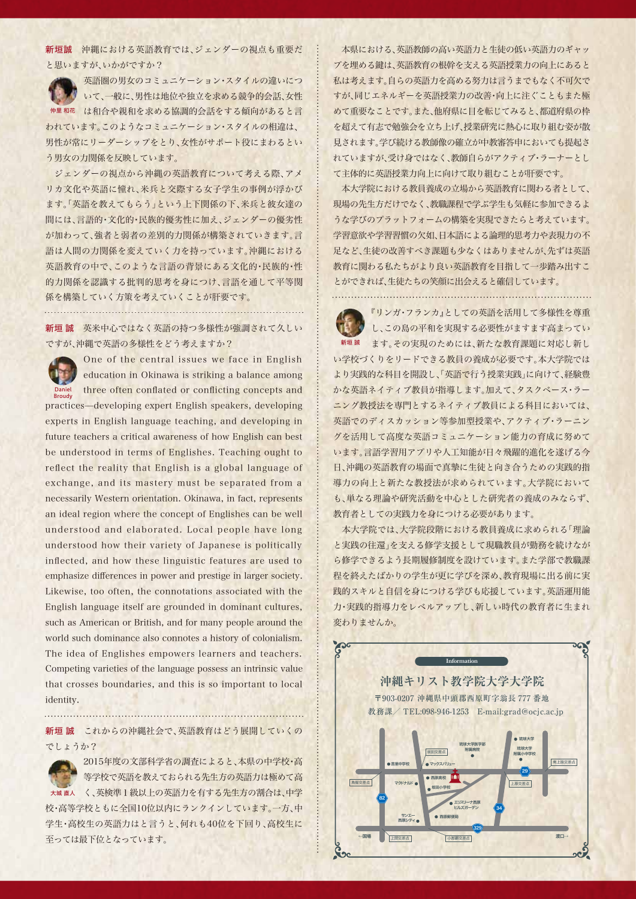**新垣誠**　沖縄における英語教育では、ジェンダーの視点も重要だと思いますが、いかがですか？

**仲里 和花**　英語圏の男女のコミュニケーション・スタイルの違いについて、一般に、男性は地位や独立を求める競争的会話、女性は和合や親和を求める協調的会話をする傾向があると言われています。このようなコミュニケーション・スタイルの相違は、男性が常にリーダーシップをとり、女性がサポート役にまわるという男女の力関係を反映しています。

ジェンダーの視点から沖縄の英語教育について考える際、アメリカ文化や英語に憧れ、米兵と交際する女子学生の事例が浮かびます。「英語を教えてもらう」という上下関係の下、米兵と彼女達の間には、言語的・文化的・民族的優劣性に加え、ジェンダーの優劣性が加わって、強者と弱者の差別的力関係が構築されていきます。言語は人間の力関係を変えていく力を持っています。沖縄における英語教育の中で、このような言語の背景にある文化的・民族的・性的力関係を認識する批判的思考を身につけ、言語を通して平等関係を構築していく方策を考えていくことが肝要です。

---

**新垣 誠**　英米中心ではなく英語の持つ多様性が強調されて久しいですが、沖縄で英語の多様性をどう考えますか？

**Daniel Broudy**　One of the central issues we face in English education in Okinawa is striking a balance among three often conflated or conflicting concepts and practices—developing expert English speakers, developing experts in English language teaching, and developing in future teachers a critical awareness of how English can best be understood in terms of Englishes. Teaching ought to reflect the reality that English is a global language of exchange, and its mastery must be separated from a necessarily Western orientation. Okinawa, in fact, represents an ideal region where the concept of Englishes can be well understood and elaborated. Local people have long understood how their variety of Japanese is politically inflected, and how these linguistic features are used to emphasize differences in power and prestige in larger society. Likewise, too often, the connotations associated with the English language itself are grounded in dominant cultures, such as American or British, and for many people around the world such dominance also connotes a history of colonialism. The idea of Englishes empowers learners and teachers. Competing varieties of the language possess an intrinsic value that crosses boundaries, and this is so important to local identity.

---

**新垣 誠**　これからの沖縄社会で、英語教育はどう展開していくのでしょうか？

**大城 直人**　2015年度の文部科学省の調査によると、本県の中学校・高等学校で英語を教えておられる先生方の英語力は極めて高く、英検準1級以上の英語力を有する先生方の割合は、中学校・高等学校ともに全国10位以内にランクインしています。一方、中学生・高校生の英語力はと言うと、何れも40位を下回り、高校生に至っては最下位となっています。

本県における、英語教師の高い英語力と生徒の低い英語力のギャップを埋める鍵は、英語教育の根幹を支える英語授業力の向上にあると私は考えます。自らの英語力を高める努力は言うまでもなく不可欠ですが、同じエネルギーを英語授業力の改善・向上に注ぐこともまた極めて重要なことです。また、他府県に目を転じてみると、都道府県の枠を超えて有志で勉強会を立ち上げ、授業研究に熱心に取り組む姿が散見されます。学び続ける教師像の確立が中教審答申においても提起されていますが、受け身ではなく、教師自らがアクティブ・ラーナーとして主体的に英語授業力向上に向けて取り組むことが肝要です。

本大学院における教員養成の立場から英語教育に関わる者として、現場の先生方だけでなく、教職課程で学ぶ学生も気軽に参加できるような学びのプラットフォームの構築を実現できたらと考えています。学習意欲や学習習慣の欠如、日本語による論理的思考力や表現力の不足など、生徒の改善すべき課題も少なくはありませんが、先ずは英語教育に関わる私たちがより良い英語教育を目指して一歩踏み出すことができれば、生徒たちの笑顔に出会えると確信しています。

---

**新垣 誠**　『リンガ・フランカ』としての英語を活用して多様性を尊重し、この島の平和を実現する必要性がますます高まっています。その実現のためには、新たな教育課題に対応し新しい学校づくりをリードできる教員の養成が必要です。本大学院ではより実践的な科目を開設し、「英語で行う授業実践」に向けて、経験豊かな英語ネイティブ教員が指導します。加えて、タスクベース・ラーニング教授法を専門とするネイティブ教員による科目においては、英語でのディスカッション等参加型授業や、アクティブ・ラーニングを活用して高度な英語コミュニケーション能力の育成に努めています。言語学習用アプリや人工知能が日々飛躍的進化を遂げる今日、沖縄の英語教育の場面で真摯に生徒と向き合うための実践的指導力の向上と新たな教授法が求められています。大学院においても、単なる理論や研究活動を中心とした研究者の養成のみならず、教育者としての実践力を身につける必要があります。

本大学院では、大学院段階における教員養成に求められる「理論と実践の往還」を支える修学支援として現職教員が勤務を続けながら修学できるよう長期履修制度を設けています。また学部で教職課程を終えたばかりの学生が更に学びを深め、教育現場に出る前に実践的スキルと自信を身につける学びも応援しています。英語運用能力・実践的指導力をレベルアップし、新しい時代の教育者に生まれ変わりませんか。

---

Information

## 沖縄キリスト教学院大学大学院

〒903-0207 沖縄県中頭郡西原町字翁長 777 番地

教務課／ TEL:098-946-1253　E-mail:grad@ocjc.ac.jp

琉球大学医学部附属病院
琉球大学
琉球大学附属小中学校
坂田交差点
上原交差点
上原交差点
西原中学校
マックスバリュー
西原高校
我謝交差点
マクドナルド
坂田小学校
エリスリーナ西原ヒルズガーデン
サンエー西原シティ
西原郵便局
←国場
上間交差点
小那覇交差点
渡口→
29
82
34
329